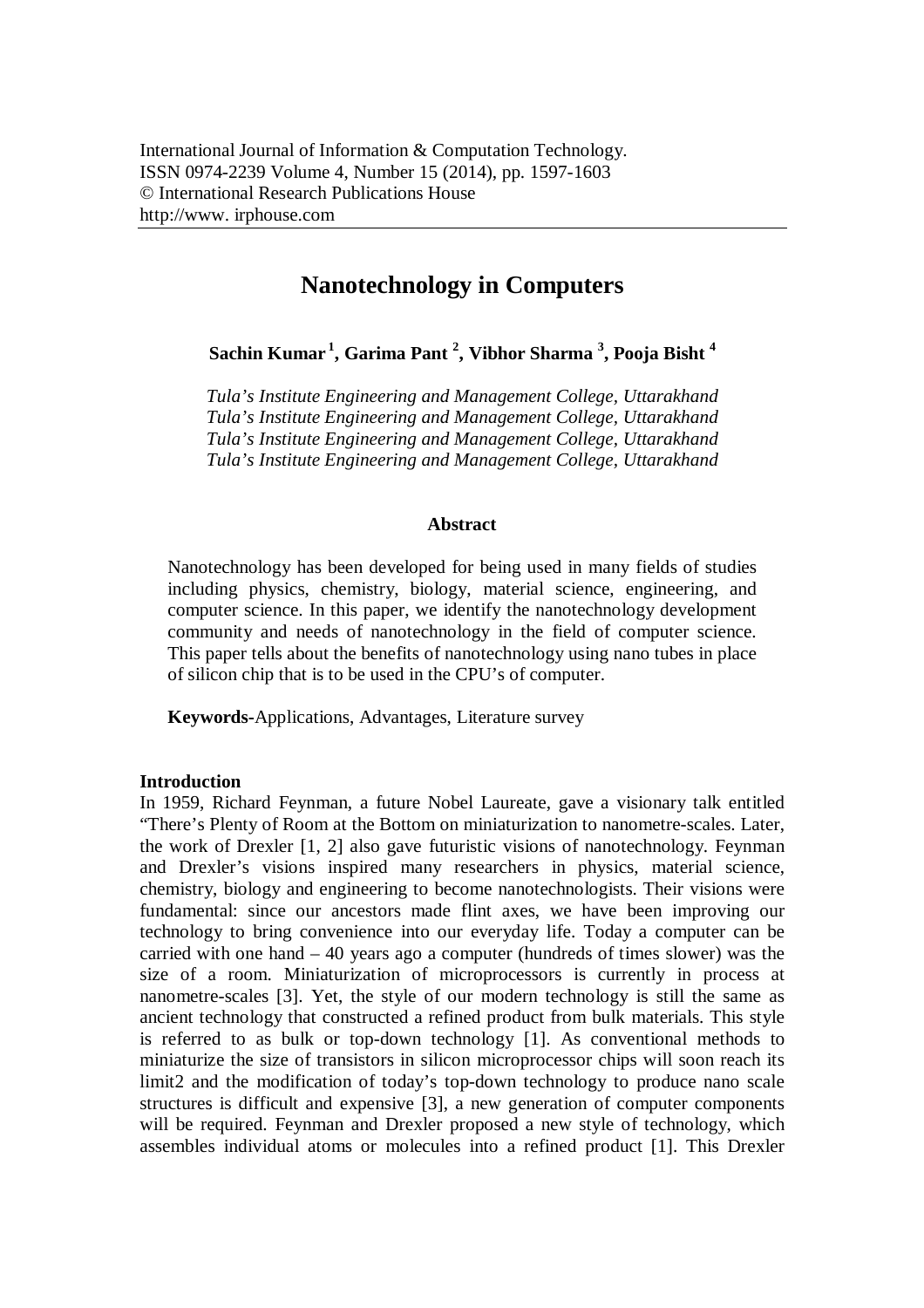International Journal of Information & Computation Technology.
ISSN 0974-2239 Volume 4, Number 15 (2014), pp. 1597-1603
© International Research Publications House
http://www. irphouse.com

# Nanotechnology in Computers

**Sachin Kumar [1], Garima Pant [2], Vibhor Sharma [3], Pooja Bisht [4]**

*Tula's Institute Engineering and Management College, Uttarakhand*
*Tula's Institute Engineering and Management College, Uttarakhand*
*Tula's Institute Engineering and Management College, Uttarakhand*
*Tula's Institute Engineering and Management College, Uttarakhand*

## Abstract

Nanotechnology has been developed for being used in many fields of studies including physics, chemistry, biology, material science, engineering, and computer science. In this paper, we identify the nanotechnology development community and needs of nanotechnology in the field of computer science. This paper tells about the benefits of nanotechnology using nano tubes in place of silicon chip that is to be used in the CPU's of computer.

**Keywords**-Applications, Advantages, Literature survey

## Introduction

In 1959, Richard Feynman, a future Nobel Laureate, gave a visionary talk entitled "There's Plenty of Room at the Bottom on miniaturization to nanometre-scales. Later, the work of Drexler [1, 2] also gave futuristic visions of nanotechnology. Feynman and Drexler's visions inspired many researchers in physics, material science, chemistry, biology and engineering to become nanotechnologists. Their visions were fundamental: since our ancestors made flint axes, we have been improving our technology to bring convenience into our everyday life. Today a computer can be carried with one hand – 40 years ago a computer (hundreds of times slower) was the size of a room. Miniaturization of microprocessors is currently in process at nanometre-scales [3]. Yet, the style of our modern technology is still the same as ancient technology that constructed a refined product from bulk materials. This style is referred to as bulk or top-down technology [1]. As conventional methods to miniaturize the size of transistors in silicon microprocessor chips will soon reach its limit2 and the modification of today's top-down technology to produce nano scale structures is difficult and expensive [3], a new generation of computer components will be required. Feynman and Drexler proposed a new style of technology, which assembles individual atoms or molecules into a refined product [1]. This Drexler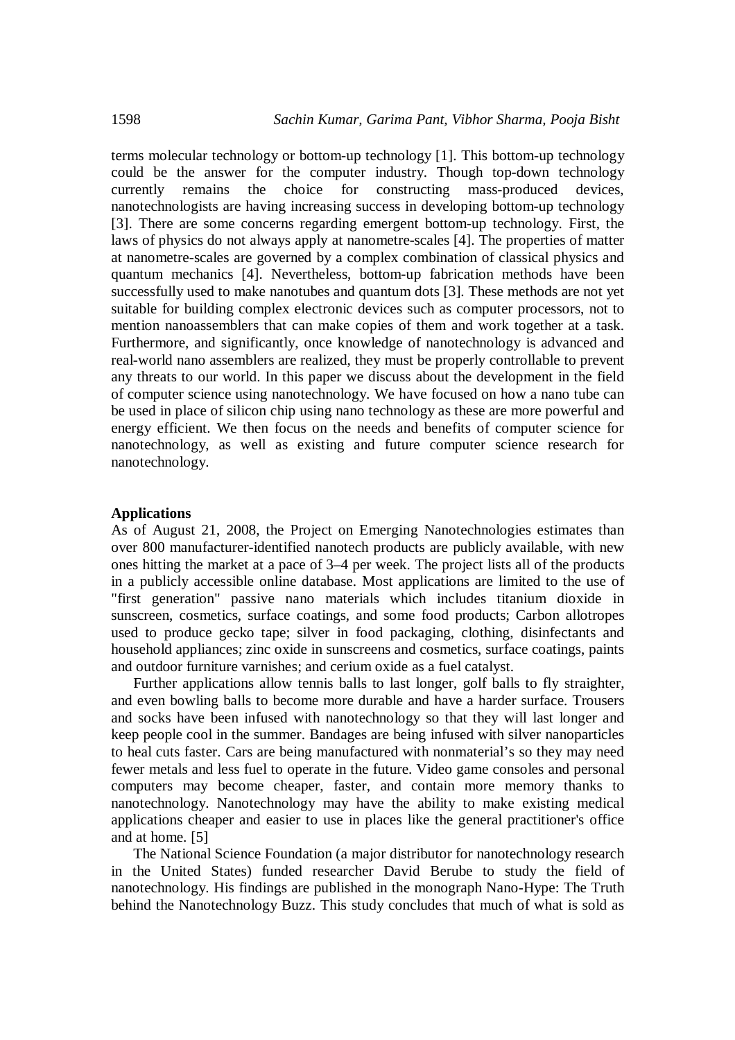terms molecular technology or bottom-up technology [1]. This bottom-up technology could be the answer for the computer industry. Though top-down technology currently remains the choice for constructing mass-produced devices, nanotechnologists are having increasing success in developing bottom-up technology [3]. There are some concerns regarding emergent bottom-up technology. First, the laws of physics do not always apply at nanometre-scales [4]. The properties of matter at nanometre-scales are governed by a complex combination of classical physics and quantum mechanics [4]. Nevertheless, bottom-up fabrication methods have been successfully used to make nanotubes and quantum dots [3]. These methods are not yet suitable for building complex electronic devices such as computer processors, not to mention nanoassemblers that can make copies of them and work together at a task. Furthermore, and significantly, once knowledge of nanotechnology is advanced and real-world nano assemblers are realized, they must be properly controllable to prevent any threats to our world. In this paper we discuss about the development in the field of computer science using nanotechnology. We have focused on how a nano tube can be used in place of silicon chip using nano technology as these are more powerful and energy efficient. We then focus on the needs and benefits of computer science for nanotechnology, as well as existing and future computer science research for nanotechnology.

**Applications**

As of August 21, 2008, the Project on Emerging Nanotechnologies estimates than over 800 manufacturer-identified nanotech products are publicly available, with new ones hitting the market at a pace of 3–4 per week. The project lists all of the products in a publicly accessible online database. Most applications are limited to the use of "first generation" passive nano materials which includes titanium dioxide in sunscreen, cosmetics, surface coatings, and some food products; Carbon allotropes used to produce gecko tape; silver in food packaging, clothing, disinfectants and household appliances; zinc oxide in sunscreens and cosmetics, surface coatings, paints and outdoor furniture varnishes; and cerium oxide as a fuel catalyst.

Further applications allow tennis balls to last longer, golf balls to fly straighter, and even bowling balls to become more durable and have a harder surface. Trousers and socks have been infused with nanotechnology so that they will last longer and keep people cool in the summer. Bandages are being infused with silver nanoparticles to heal cuts faster. Cars are being manufactured with nonmaterial's so they may need fewer metals and less fuel to operate in the future. Video game consoles and personal computers may become cheaper, faster, and contain more memory thanks to nanotechnology. Nanotechnology may have the ability to make existing medical applications cheaper and easier to use in places like the general practitioner's office and at home. [5]

The National Science Foundation (a major distributor for nanotechnology research in the United States) funded researcher David Berube to study the field of nanotechnology. His findings are published in the monograph Nano-Hype: The Truth behind the Nanotechnology Buzz. This study concludes that much of what is sold as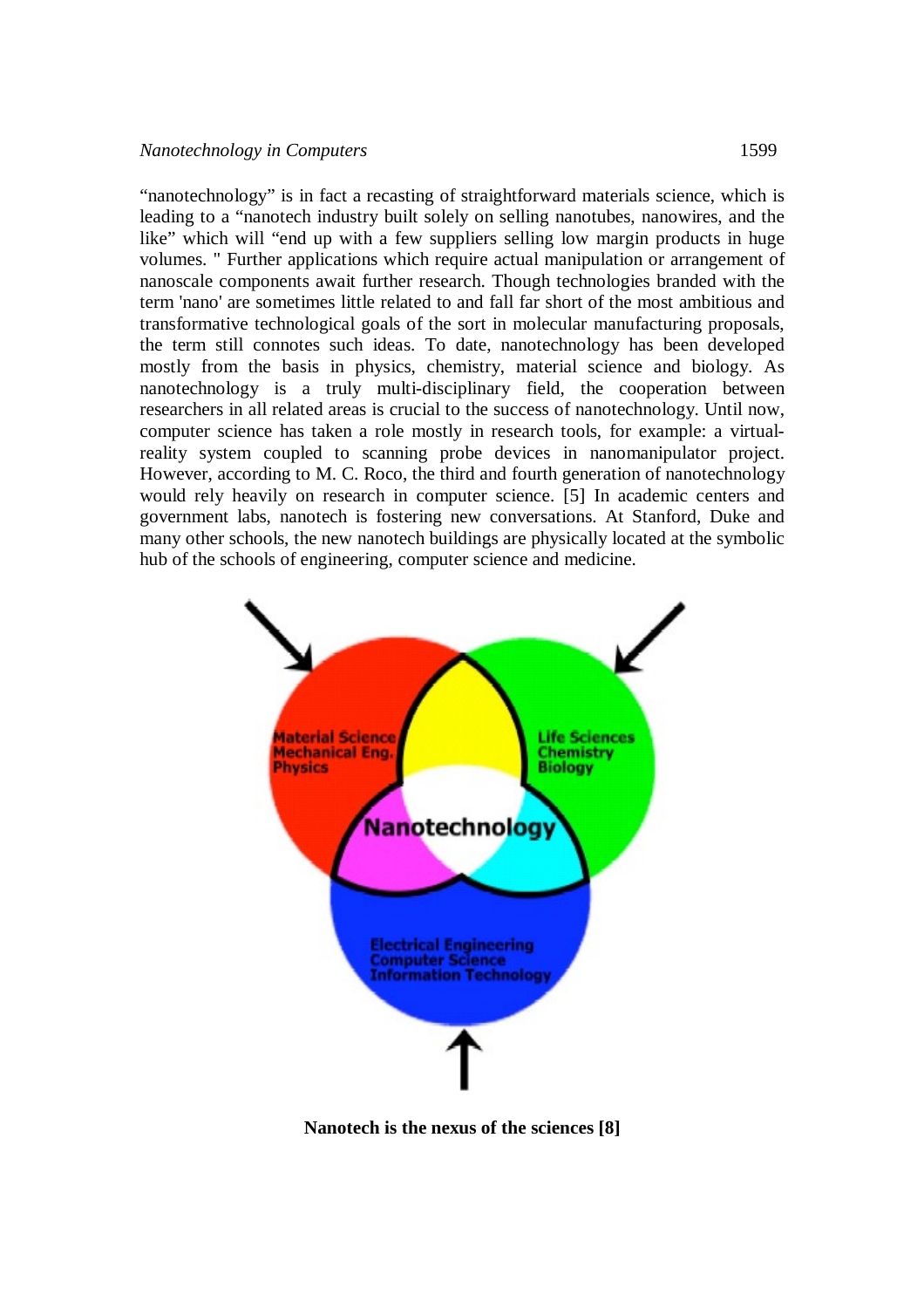"nanotechnology" is in fact a recasting of straightforward materials science, which is leading to a "nanotech industry built solely on selling nanotubes, nanowires, and the like" which will "end up with a few suppliers selling low margin products in huge volumes. " Further applications which require actual manipulation or arrangement of nanoscale components await further research. Though technologies branded with the term 'nano' are sometimes little related to and fall far short of the most ambitious and transformative technological goals of the sort in molecular manufacturing proposals, the term still connotes such ideas. To date, nanotechnology has been developed mostly from the basis in physics, chemistry, material science and biology. As nanotechnology is a truly multi-disciplinary field, the cooperation between researchers in all related areas is crucial to the success of nanotechnology. Until now, computer science has taken a role mostly in research tools, for example: a virtual-reality system coupled to scanning probe devices in nanomanipulator project. However, according to M. C. Roco, the third and fourth generation of nanotechnology would rely heavily on research in computer science. [5] In academic centers and government labs, nanotech is fostering new conversations. At Stanford, Duke and many other schools, the new nanotech buildings are physically located at the symbolic hub of the schools of engineering, computer science and medicine.

**Nanotech is the nexus of the sciences [8]**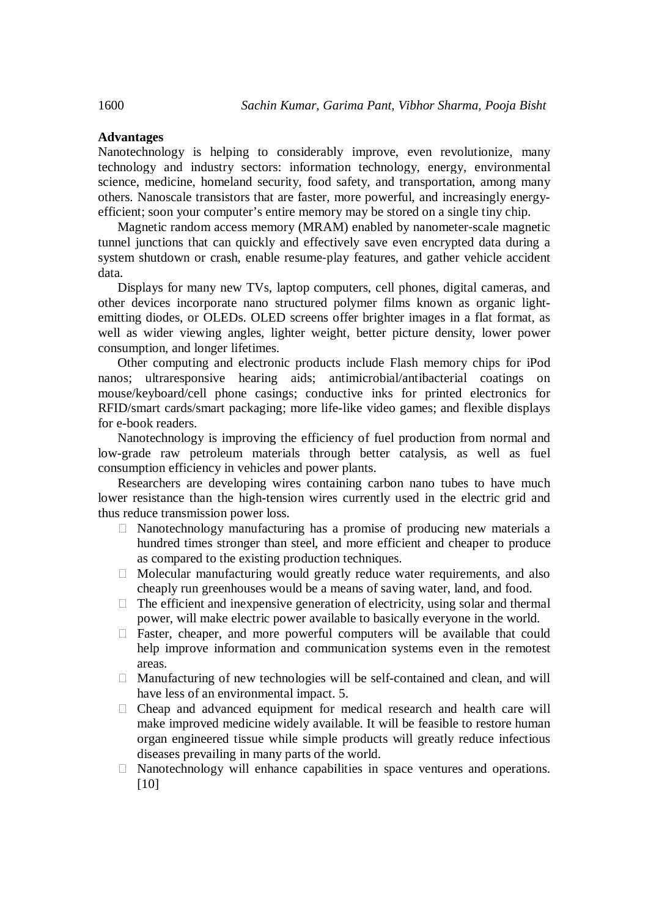**Advantages**

Nanotechnology is helping to considerably improve, even revolutionize, many technology and industry sectors: information technology, energy, environmental science, medicine, homeland security, food safety, and transportation, among many others. Nanoscale transistors that are faster, more powerful, and increasingly energy-efficient; soon your computer's entire memory may be stored on a single tiny chip.

Magnetic random access memory (MRAM) enabled by nanometer-scale magnetic tunnel junctions that can quickly and effectively save even encrypted data during a system shutdown or crash, enable resume-play features, and gather vehicle accident data.

Displays for many new TVs, laptop computers, cell phones, digital cameras, and other devices incorporate nano structured polymer films known as organic light-emitting diodes, or OLEDs. OLED screens offer brighter images in a flat format, as well as wider viewing angles, lighter weight, better picture density, lower power consumption, and longer lifetimes.

Other computing and electronic products include Flash memory chips for iPod nanos; ultraresponsive hearing aids; antimicrobial/antibacterial coatings on mouse/keyboard/cell phone casings; conductive inks for printed electronics for RFID/smart cards/smart packaging; more life-like video games; and flexible displays for e-book readers.

Nanotechnology is improving the efficiency of fuel production from normal and low-grade raw petroleum materials through better catalysis, as well as fuel consumption efficiency in vehicles and power plants.

Researchers are developing wires containing carbon nano tubes to have much lower resistance than the high-tension wires currently used in the electric grid and thus reduce transmission power loss.

- Nanotechnology manufacturing has a promise of producing new materials a hundred times stronger than steel, and more efficient and cheaper to produce as compared to the existing production techniques.
- Molecular manufacturing would greatly reduce water requirements, and also cheaply run greenhouses would be a means of saving water, land, and food.
- The efficient and inexpensive generation of electricity, using solar and thermal power, will make electric power available to basically everyone in the world.
- Faster, cheaper, and more powerful computers will be available that could help improve information and communication systems even in the remotest areas.
- Manufacturing of new technologies will be self-contained and clean, and will have less of an environmental impact. 5.
- Cheap and advanced equipment for medical research and health care will make improved medicine widely available. It will be feasible to restore human organ engineered tissue while simple products will greatly reduce infectious diseases prevailing in many parts of the world.
- Nanotechnology will enhance capabilities in space ventures and operations. [10]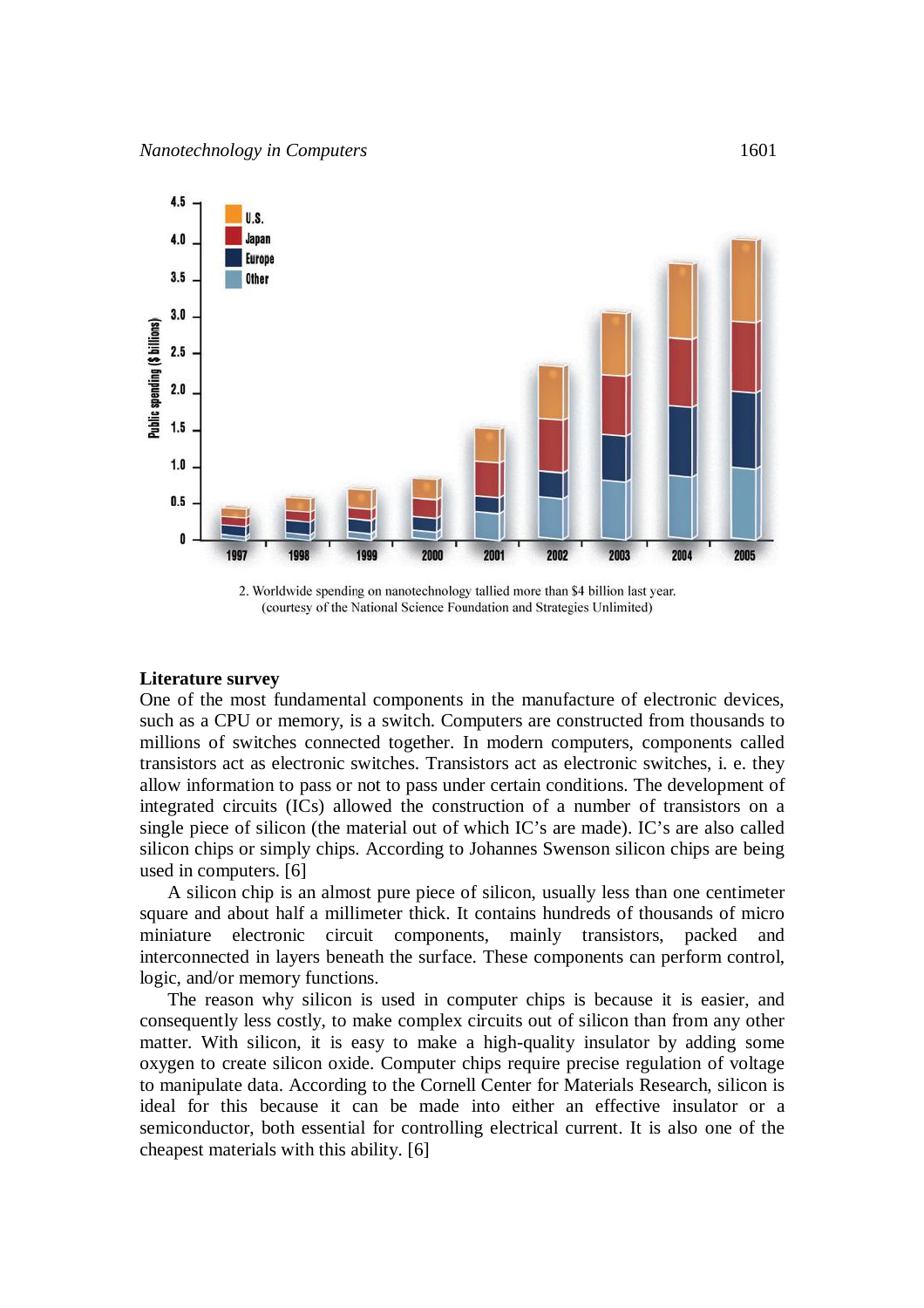2. Worldwide spending on nanotechnology tallied more than $4 billion last year. (courtesy of the National Science Foundation and Strategies Unlimited)

## Literature survey

One of the most fundamental components in the manufacture of electronic devices, such as a CPU or memory, is a switch. Computers are constructed from thousands to millions of switches connected together. In modern computers, components called transistors act as electronic switches. Transistors act as electronic switches, i. e. they allow information to pass or not to pass under certain conditions. The development of integrated circuits (ICs) allowed the construction of a number of transistors on a single piece of silicon (the material out of which IC's are made). IC's are also called silicon chips or simply chips. According to Johannes Swenson silicon chips are being used in computers. [6]

A silicon chip is an almost pure piece of silicon, usually less than one centimeter square and about half a millimeter thick. It contains hundreds of thousands of micro miniature electronic circuit components, mainly transistors, packed and interconnected in layers beneath the surface. These components can perform control, logic, and/or memory functions.

The reason why silicon is used in computer chips is because it is easier, and consequently less costly, to make complex circuits out of silicon than from any other matter. With silicon, it is easy to make a high-quality insulator by adding some oxygen to create silicon oxide. Computer chips require precise regulation of voltage to manipulate data. According to the Cornell Center for Materials Research, silicon is ideal for this because it can be made into either an effective insulator or a semiconductor, both essential for controlling electrical current. It is also one of the cheapest materials with this ability. [6]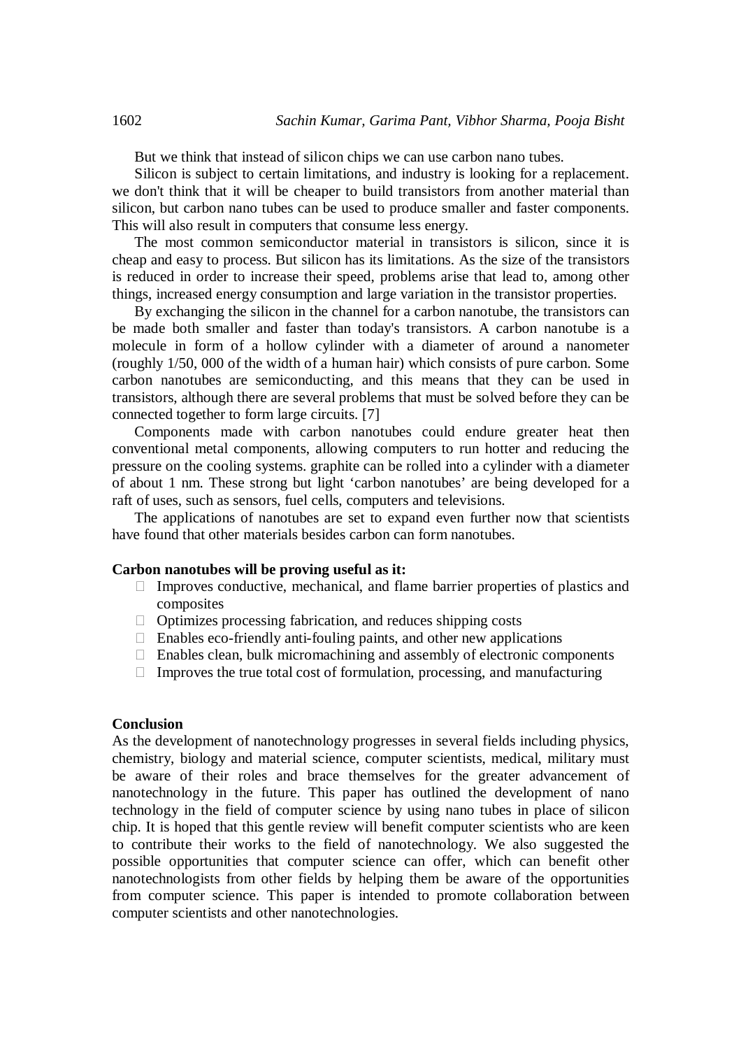But we think that instead of silicon chips we can use carbon nano tubes.

Silicon is subject to certain limitations, and industry is looking for a replacement. we don't think that it will be cheaper to build transistors from another material than silicon, but carbon nano tubes can be used to produce smaller and faster components. This will also result in computers that consume less energy.

The most common semiconductor material in transistors is silicon, since it is cheap and easy to process. But silicon has its limitations. As the size of the transistors is reduced in order to increase their speed, problems arise that lead to, among other things, increased energy consumption and large variation in the transistor properties.

By exchanging the silicon in the channel for a carbon nanotube, the transistors can be made both smaller and faster than today's transistors. A carbon nanotube is a molecule in form of a hollow cylinder with a diameter of around a nanometer (roughly 1/50, 000 of the width of a human hair) which consists of pure carbon. Some carbon nanotubes are semiconducting, and this means that they can be used in transistors, although there are several problems that must be solved before they can be connected together to form large circuits. [7]

Components made with carbon nanotubes could endure greater heat then conventional metal components, allowing computers to run hotter and reducing the pressure on the cooling systems. graphite can be rolled into a cylinder with a diameter of about 1 nm. These strong but light 'carbon nanotubes' are being developed for a raft of uses, such as sensors, fuel cells, computers and televisions.

The applications of nanotubes are set to expand even further now that scientists have found that other materials besides carbon can form nanotubes.

**Carbon nanotubes will be proving useful as it:**

- Improves conductive, mechanical, and flame barrier properties of plastics and composites
- Optimizes processing fabrication, and reduces shipping costs
- Enables eco-friendly anti-fouling paints, and other new applications
- Enables clean, bulk micromachining and assembly of electronic components
- Improves the true total cost of formulation, processing, and manufacturing

## Conclusion

As the development of nanotechnology progresses in several fields including physics, chemistry, biology and material science, computer scientists, medical, military must be aware of their roles and brace themselves for the greater advancement of nanotechnology in the future. This paper has outlined the development of nano technology in the field of computer science by using nano tubes in place of silicon chip. It is hoped that this gentle review will benefit computer scientists who are keen to contribute their works to the field of nanotechnology. We also suggested the possible opportunities that computer science can offer, which can benefit other nanotechnologists from other fields by helping them be aware of the opportunities from computer science. This paper is intended to promote collaboration between computer scientists and other nanotechnologies.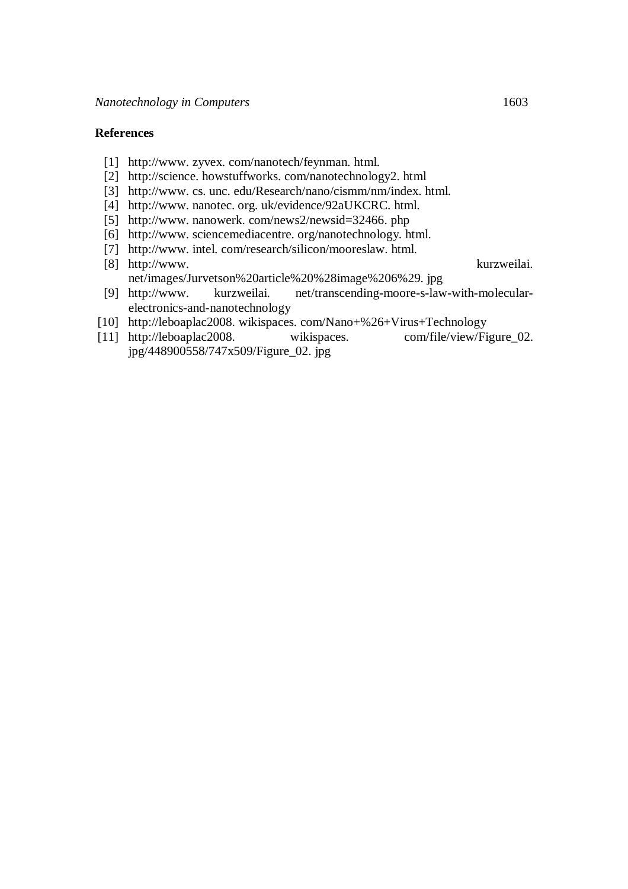## References

[1] http://www. zyvex. com/nanotech/feynman. html.

[2] http://science. howstuffworks. com/nanotechnology2. html

[3] http://www. cs. unc. edu/Research/nano/cismm/nm/index. html.

[4] http://www. nanotec. org. uk/evidence/92aUKCRC. html.

[5] http://www. nanowerk. com/news2/newsid=32466. php

[6] http://www. sciencemediacentre. org/nanotechnology. html.

[7] http://www. intel. com/research/silicon/mooreslaw. html.

[8] http://www. kurzweilai. net/images/Jurvetson%20article%20%28image%206%29. jpg

[9] http://www. kurzweilai. net/transcending-moore-s-law-with-molecular-electronics-and-nanotechnology

[10] http://leboaplac2008. wikispaces. com/Nano+%26+Virus+Technology

[11] http://leboaplac2008. wikispaces. com/file/view/Figure_02. jpg/448900558/747x509/Figure_02. jpg